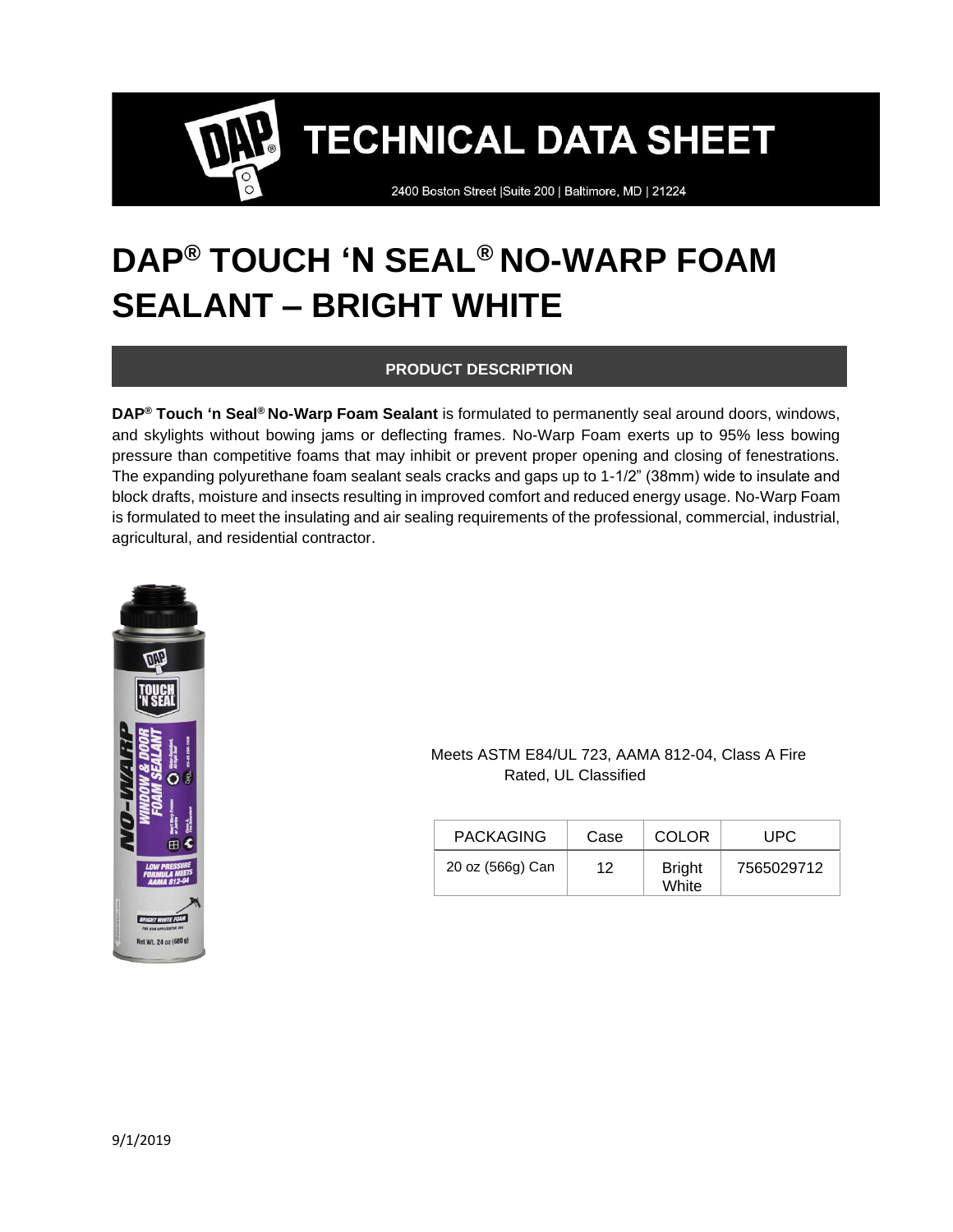# TECHNICAL DATA SHEET

2400 Boston Street |Suite 200 | Baltimore, MD | 21224

# DAP® TOUCH 'N SEAL® NO-WARP FOAM SEALANT – BRIGHT WHITE

## PRODUCT DESCRIPTION

**DAP® Touch 'n Seal® No-Warp Foam Sealant** is formulated to permanently seal around doors, windows, and skylights without bowing jams or deflecting frames. No-Warp Foam exerts up to 95% less bowing pressure than competitive foams that may inhibit or prevent proper opening and closing of fenestrations. The expanding polyurethane foam sealant seals cracks and gaps up to 1-1/2" (38mm) wide to insulate and block drafts, moisture and insects resulting in improved comfort and reduced energy usage. No-Warp Foam is formulated to meet the insulating and air sealing requirements of the professional, commercial, industrial, agricultural, and residential contractor.

Meets ASTM E84/UL 723, AAMA 812-04, Class A Fire Rated, UL Classified

| PACKAGING | Case | COLOR | UPC |
|---|---|---|---|
| 20 oz (566g) Can | 12 | Bright White | 7565029712 |

9/1/2019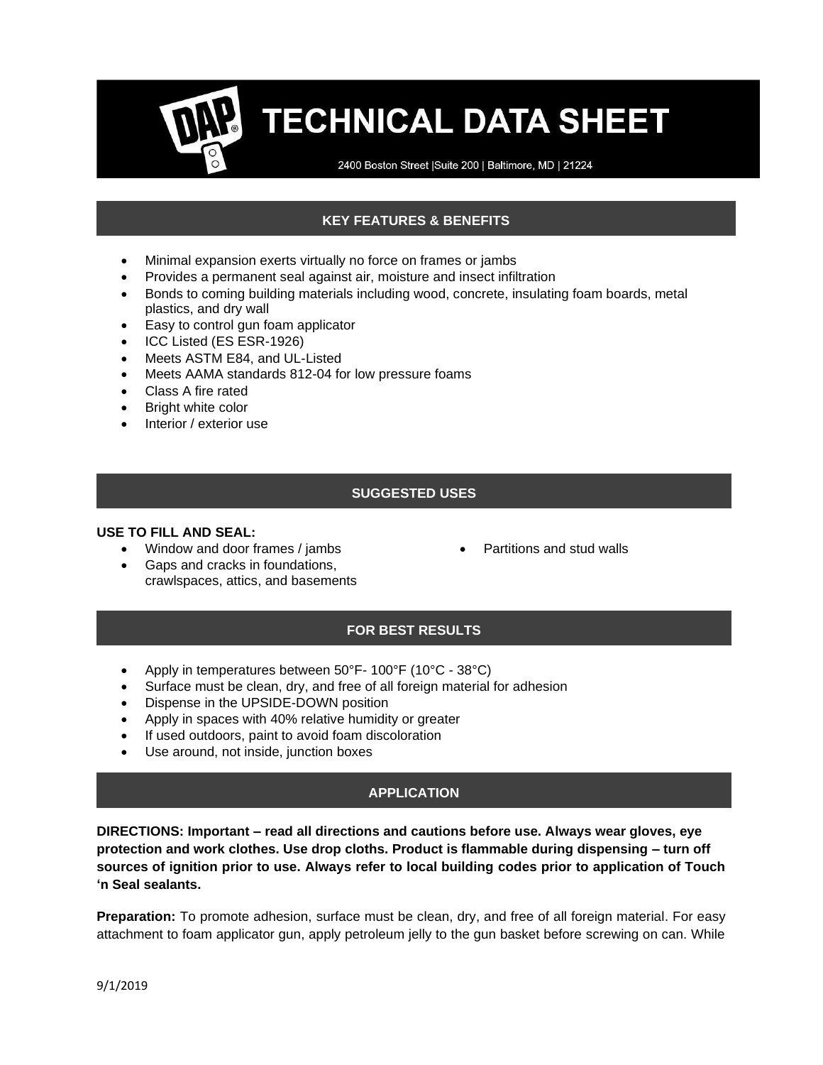# TECHNICAL DATA SHEET

2400 Boston Street |Suite 200 | Baltimore, MD | 21224

## KEY FEATURES & BENEFITS

- Minimal expansion exerts virtually no force on frames or jambs
- Provides a permanent seal against air, moisture and insect infiltration
- Bonds to coming building materials including wood, concrete, insulating foam boards, metal plastics, and dry wall
- Easy to control gun foam applicator
- ICC Listed (ES ESR-1926)
- Meets ASTM E84, and UL-Listed
- Meets AAMA standards 812-04 for low pressure foams
- Class A fire rated
- Bright white color
- Interior / exterior use

## SUGGESTED USES

**USE TO FILL AND SEAL:**

- Window and door frames / jambs
- Gaps and cracks in foundations, crawlspaces, attics, and basements
- Partitions and stud walls

## FOR BEST RESULTS

- Apply in temperatures between 50°F- 100°F (10°C - 38°C)
- Surface must be clean, dry, and free of all foreign material for adhesion
- Dispense in the UPSIDE-DOWN position
- Apply in spaces with 40% relative humidity or greater
- If used outdoors, paint to avoid foam discoloration
- Use around, not inside, junction boxes

## APPLICATION

**DIRECTIONS: Important – read all directions and cautions before use. Always wear gloves, eye protection and work clothes. Use drop cloths. Product is flammable during dispensing – turn off sources of ignition prior to use. Always refer to local building codes prior to application of Touch 'n Seal sealants.**

**Preparation:** To promote adhesion, surface must be clean, dry, and free of all foreign material. For easy attachment to foam applicator gun, apply petroleum jelly to the gun basket before screwing on can. While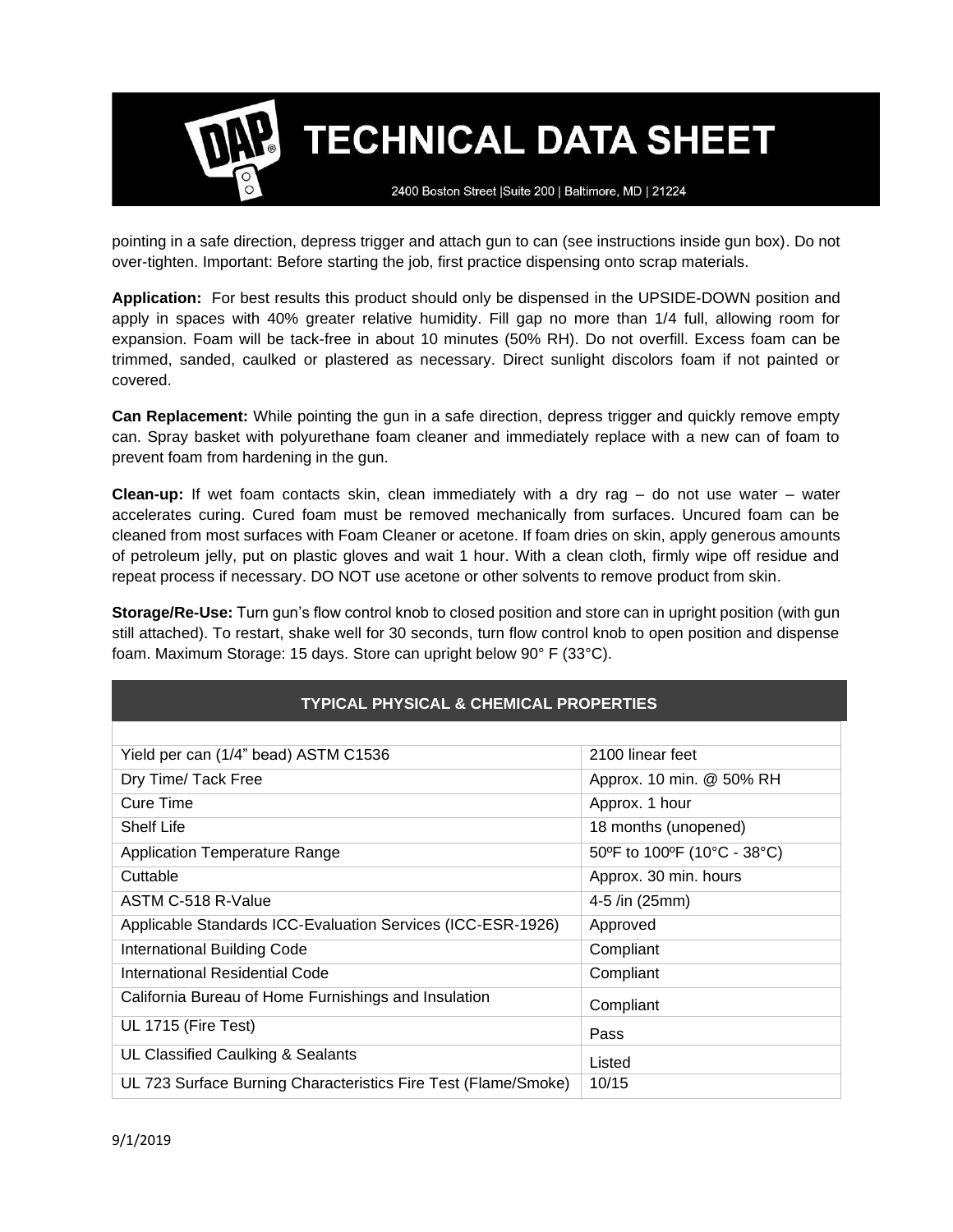pointing in a safe direction, depress trigger and attach gun to can (see instructions inside gun box). Do not over-tighten. Important: Before starting the job, first practice dispensing onto scrap materials.

**Application:** For best results this product should only be dispensed in the UPSIDE-DOWN position and apply in spaces with 40% greater relative humidity. Fill gap no more than 1/4 full, allowing room for expansion. Foam will be tack-free in about 10 minutes (50% RH). Do not overfill. Excess foam can be trimmed, sanded, caulked or plastered as necessary. Direct sunlight discolors foam if not painted or covered.

**Can Replacement:** While pointing the gun in a safe direction, depress trigger and quickly remove empty can. Spray basket with polyurethane foam cleaner and immediately replace with a new can of foam to prevent foam from hardening in the gun.

**Clean-up:** If wet foam contacts skin, clean immediately with a dry rag – do not use water – water accelerates curing. Cured foam must be removed mechanically from surfaces. Uncured foam can be cleaned from most surfaces with Foam Cleaner or acetone. If foam dries on skin, apply generous amounts of petroleum jelly, put on plastic gloves and wait 1 hour. With a clean cloth, firmly wipe off residue and repeat process if necessary. DO NOT use acetone or other solvents to remove product from skin.

**Storage/Re-Use:** Turn gun's flow control knob to closed position and store can in upright position (with gun still attached). To restart, shake well for 30 seconds, turn flow control knob to open position and dispense foam. Maximum Storage: 15 days. Store can upright below 90° F (33°C).

| TYPICAL PHYSICAL & CHEMICAL PROPERTIES | |
|---|---|
| Yield per can (1/4" bead) ASTM C1536 | 2100 linear feet |
| Dry Time/ Tack Free | Approx. 10 min. @ 50% RH |
| Cure Time | Approx. 1 hour |
| Shelf Life | 18 months (unopened) |
| Application Temperature Range | 50ºF to 100ºF (10°C - 38°C) |
| Cuttable | Approx. 30 min. hours |
| ASTM C-518 R-Value | 4-5 /in (25mm) |
| Applicable Standards ICC-Evaluation Services (ICC-ESR-1926) | Approved |
| International Building Code | Compliant |
| International Residential Code | Compliant |
| California Bureau of Home Furnishings and Insulation | Compliant |
| UL 1715 (Fire Test) | Pass |
| UL Classified Caulking & Sealants | Listed |
| UL 723 Surface Burning Characteristics Fire Test (Flame/Smoke) | 10/15 |

9/1/2019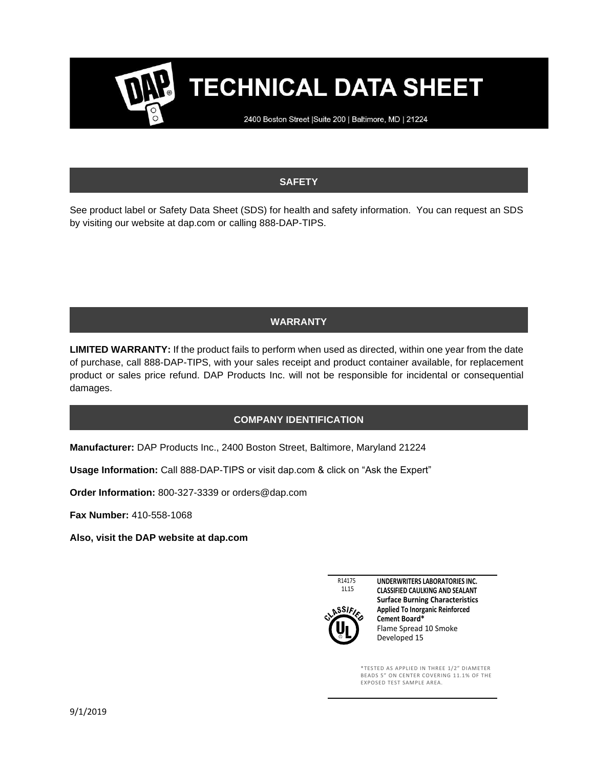# TECHNICAL DATA SHEET

2400 Boston Street |Suite 200 | Baltimore, MD | 21224

## SAFETY

See product label or Safety Data Sheet (SDS) for health and safety information. You can request an SDS by visiting our website at dap.com or calling 888-DAP-TIPS.

## WARRANTY

**LIMITED WARRANTY:** If the product fails to perform when used as directed, within one year from the date of purchase, call 888-DAP-TIPS, with your sales receipt and product container available, for replacement product or sales price refund. DAP Products Inc. will not be responsible for incidental or consequential damages.

## COMPANY IDENTIFICATION

**Manufacturer:** DAP Products Inc., 2400 Boston Street, Baltimore, Maryland 21224

**Usage Information:** Call 888-DAP-TIPS or visit dap.com & click on "Ask the Expert"

**Order Information:** 800-327-3339 or orders@dap.com

**Fax Number:** 410-558-1068

**Also, visit the DAP website at dap.com**

R14175
1L15

CLASSIFIED UL

**UNDERWRITERS LABORATORIES INC.**
**CLASSIFIED CAULKING AND SEALANT**
**Surface Burning Characteristics**
**Applied To Inorganic Reinforced Cement Board***
Flame Spread 10 Smoke Developed 15

*TESTED AS APPLIED IN THREE 1/2" DIAMETER BEADS 5" ON CENTER COVERING 11.1% OF THE EXPOSED TEST SAMPLE AREA.

9/1/2019